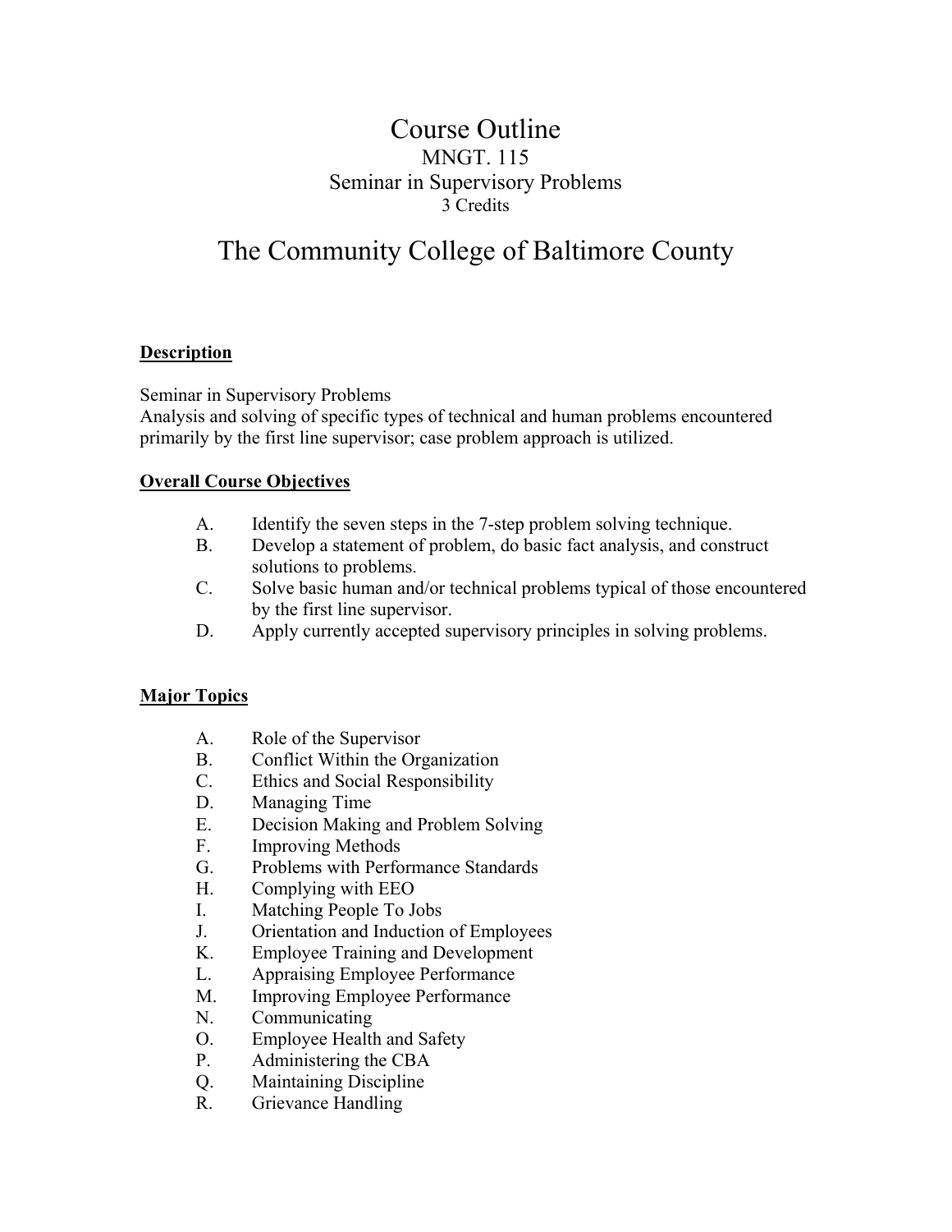# Course Outline

## MNGT. 115

## Seminar in Supervisory Problems

3 Credits

# The Community College of Baltimore County

**Description**

Seminar in Supervisory Problems
Analysis and solving of specific types of technical and human problems encountered primarily by the first line supervisor; case problem approach is utilized.

**Overall Course Objectives**

A. Identify the seven steps in the 7-step problem solving technique.
B. Develop a statement of problem, do basic fact analysis, and construct solutions to problems.
C. Solve basic human and/or technical problems typical of those encountered by the first line supervisor.
D. Apply currently accepted supervisory principles in solving problems.

**Major Topics**

A. Role of the Supervisor
B. Conflict Within the Organization
C. Ethics and Social Responsibility
D. Managing Time
E. Decision Making and Problem Solving
F. Improving Methods
G. Problems with Performance Standards
H. Complying with EEO
I. Matching People To Jobs
J. Orientation and Induction of Employees
K. Employee Training and Development
L. Appraising Employee Performance
M. Improving Employee Performance
N. Communicating
O. Employee Health and Safety
P. Administering the CBA
Q. Maintaining Discipline
R. Grievance Handling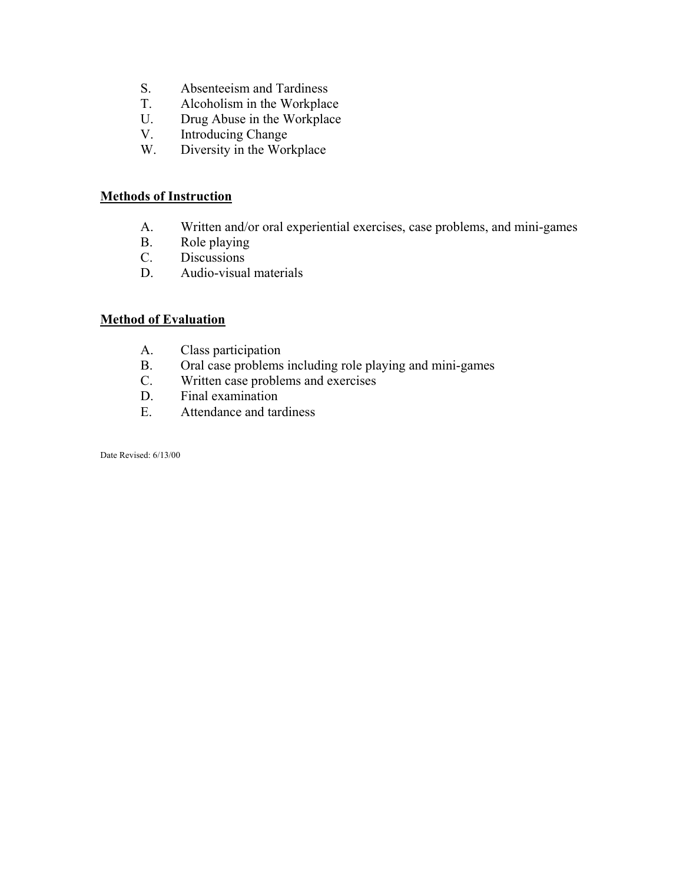S. Absenteeism and Tardiness
T. Alcoholism in the Workplace
U. Drug Abuse in the Workplace
V. Introducing Change
W. Diversity in the Workplace

## Methods of Instruction

A. Written and/or oral experiential exercises, case problems, and mini-games
B. Role playing
C. Discussions
D. Audio-visual materials

## Method of Evaluation

A. Class participation
B. Oral case problems including role playing and mini-games
C. Written case problems and exercises
D. Final examination
E. Attendance and tardiness

Date Revised: 6/13/00